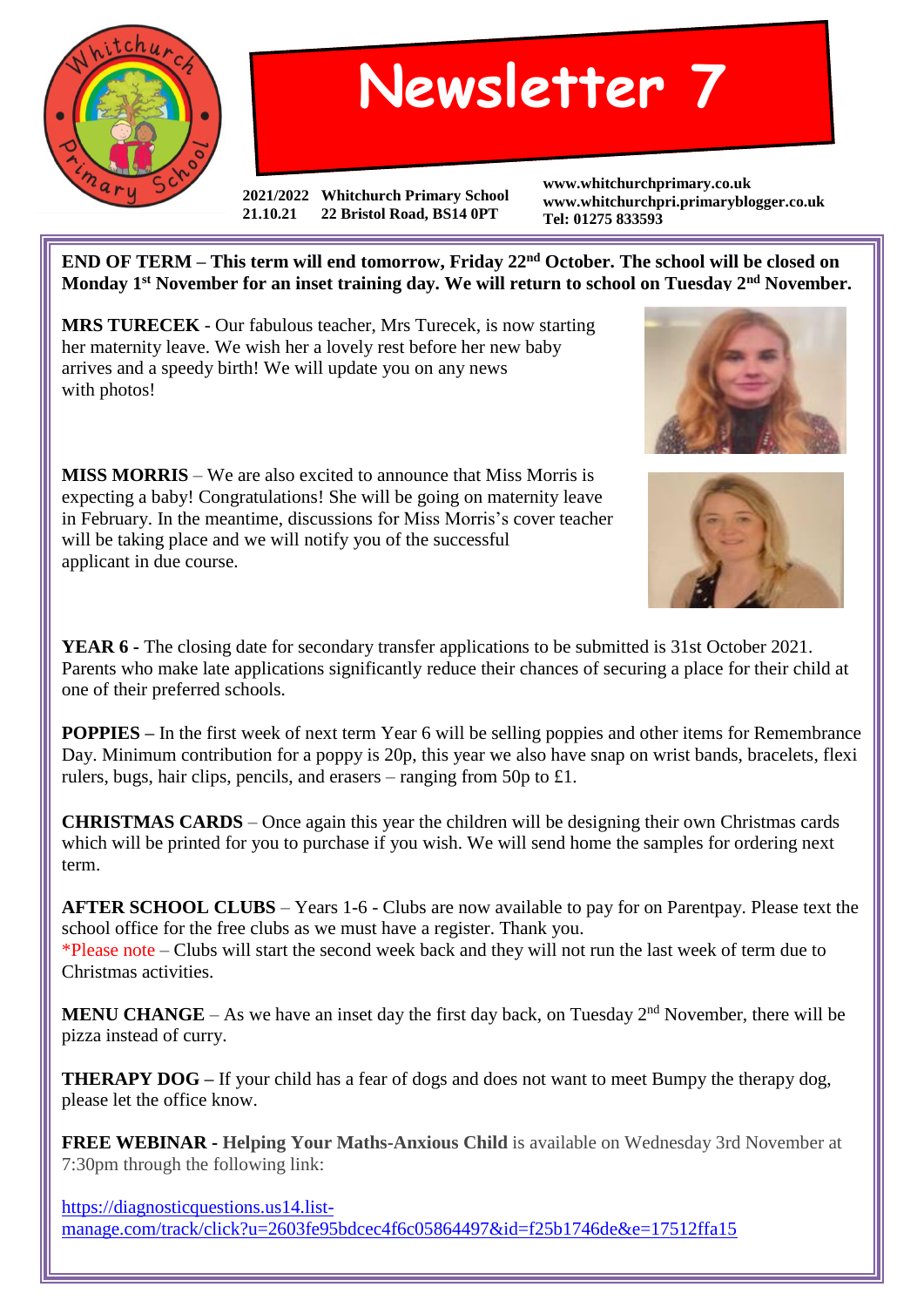# Newsletter 7

**2021/2022** **Whitchurch Primary School**
**21.10.21** **22 Bristol Road, BS14 0PT**

**www.whitchurchprimary.co.uk**
**www.whitchurchpri.primaryblogger.co.uk**
**Tel: 01275 833593**

**END OF TERM – This term will end tomorrow, Friday 22nd October. The school will be closed on Monday 1st November for an inset training day. We will return to school on Tuesday 2nd November.**

**MRS TURECEK** - Our fabulous teacher, Mrs Turecek, is now starting her maternity leave. We wish her a lovely rest before her new baby arrives and a speedy birth! We will update you on any news with photos!

**MISS MORRIS** – We are also excited to announce that Miss Morris is expecting a baby! Congratulations! She will be going on maternity leave in February. In the meantime, discussions for Miss Morris's cover teacher will be taking place and we will notify you of the successful applicant in due course.

**YEAR 6 -** The closing date for secondary transfer applications to be submitted is 31st October 2021. Parents who make late applications significantly reduce their chances of securing a place for their child at one of their preferred schools.

**POPPIES –** In the first week of next term Year 6 will be selling poppies and other items for Remembrance Day. Minimum contribution for a poppy is 20p, this year we also have snap on wrist bands, bracelets, flexi rulers, bugs, hair clips, pencils, and erasers – ranging from 50p to £1.

**CHRISTMAS CARDS** – Once again this year the children will be designing their own Christmas cards which will be printed for you to purchase if you wish. We will send home the samples for ordering next term.

**AFTER SCHOOL CLUBS** – Years 1-6 - Clubs are now available to pay for on Parentpay. Please text the school office for the free clubs as we must have a register. Thank you.
*Please note – Clubs will start the second week back and they will not run the last week of term due to Christmas activities.

**MENU CHANGE** – As we have an inset day the first day back, on Tuesday 2nd November, there will be pizza instead of curry.

**THERAPY DOG –** If your child has a fear of dogs and does not want to meet Bumpy the therapy dog, please let the office know.

**FREE WEBINAR - Helping Your Maths-Anxious Child** is available on Wednesday 3rd November at 7:30pm through the following link:

https://diagnosticquestions.us14.list-manage.com/track/click?u=2603fe95bdcec4f6c05864497&id=f25b1746de&e=17512ffa15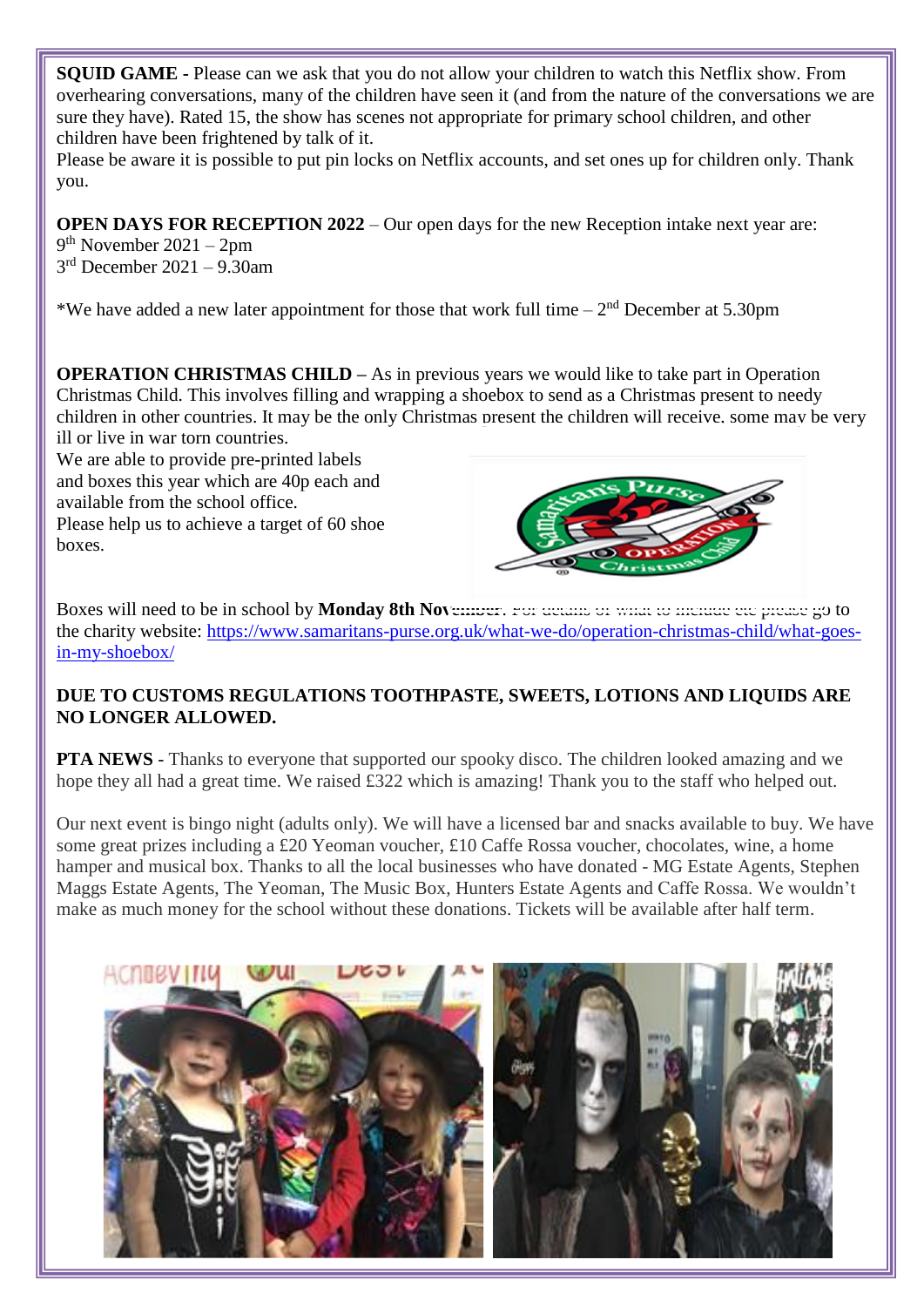**SQUID GAME -** Please can we ask that you do not allow your children to watch this Netflix show. From overhearing conversations, many of the children have seen it (and from the nature of the conversations we are sure they have). Rated 15, the show has scenes not appropriate for primary school children, and other children have been frightened by talk of it.
Please be aware it is possible to put pin locks on Netflix accounts, and set ones up for children only. Thank you.

**OPEN DAYS FOR RECEPTION 2022** – Our open days for the new Reception intake next year are:
9th November 2021 – 2pm
3rd December 2021 – 9.30am

*We have added a new later appointment for those that work full time – 2nd December at 5.30pm

**OPERATION CHRISTMAS CHILD –** As in previous years we would like to take part in Operation Christmas Child. This involves filling and wrapping a shoebox to send as a Christmas present to needy children in other countries. It may be the only Christmas present the children will receive, some may be very ill or live in war torn countries.
We are able to provide pre-printed labels and boxes this year which are 40p each and available from the school office.
Please help us to achieve a target of 60 shoe boxes.

Boxes will need to be in school by **Monday 8th November**. For details of what to include etc please go to the charity website: https://www.samaritans-purse.org.uk/what-we-do/operation-christmas-child/what-goes-in-my-shoebox/

**DUE TO CUSTOMS REGULATIONS TOOTHPASTE, SWEETS, LOTIONS AND LIQUIDS ARE NO LONGER ALLOWED.**

**PTA NEWS -** Thanks to everyone that supported our spooky disco. The children looked amazing and we hope they all had a great time. We raised £322 which is amazing! Thank you to the staff who helped out.

Our next event is bingo night (adults only). We will have a licensed bar and snacks available to buy. We have some great prizes including a £20 Yeoman voucher, £10 Caffe Rossa voucher, chocolates, wine, a home hamper and musical box. Thanks to all the local businesses who have donated - MG Estate Agents, Stephen Maggs Estate Agents, The Yeoman, The Music Box, Hunters Estate Agents and Caffe Rossa. We wouldn't make as much money for the school without these donations. Tickets will be available after half term.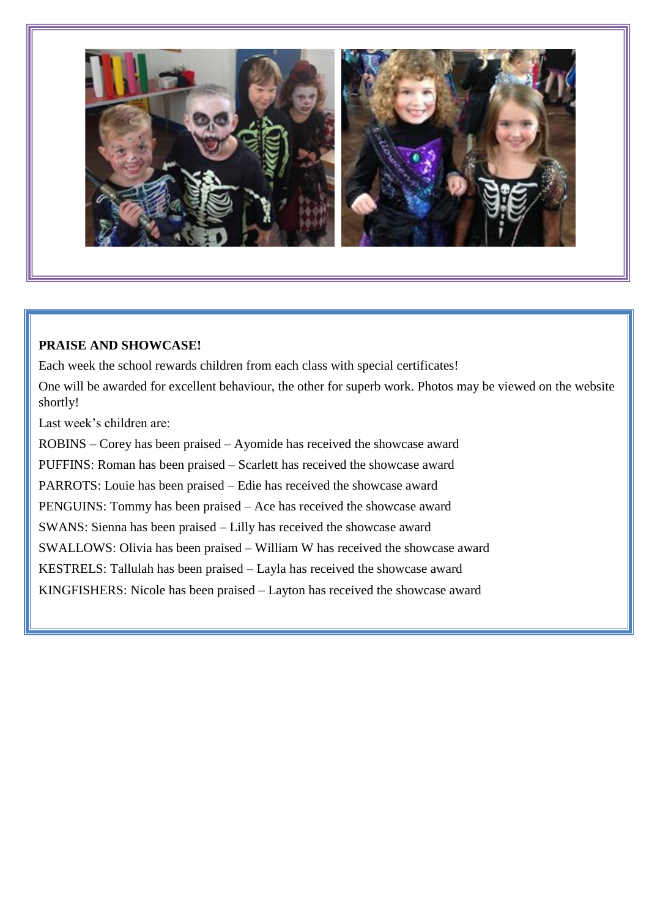**PRAISE AND SHOWCASE!**

Each week the school rewards children from each class with special certificates!

One will be awarded for excellent behaviour, the other for superb work. Photos may be viewed on the website shortly!

Last week's children are:

ROBINS – Corey has been praised – Ayomide has received the showcase award

PUFFINS: Roman has been praised – Scarlett has received the showcase award

PARROTS: Louie has been praised – Edie has received the showcase award

PENGUINS: Tommy has been praised – Ace has received the showcase award

SWANS: Sienna has been praised – Lilly has received the showcase award

SWALLOWS: Olivia has been praised – William W has received the showcase award

KESTRELS: Tallulah has been praised – Layla has received the showcase award

KINGFISHERS: Nicole has been praised – Layton has received the showcase award